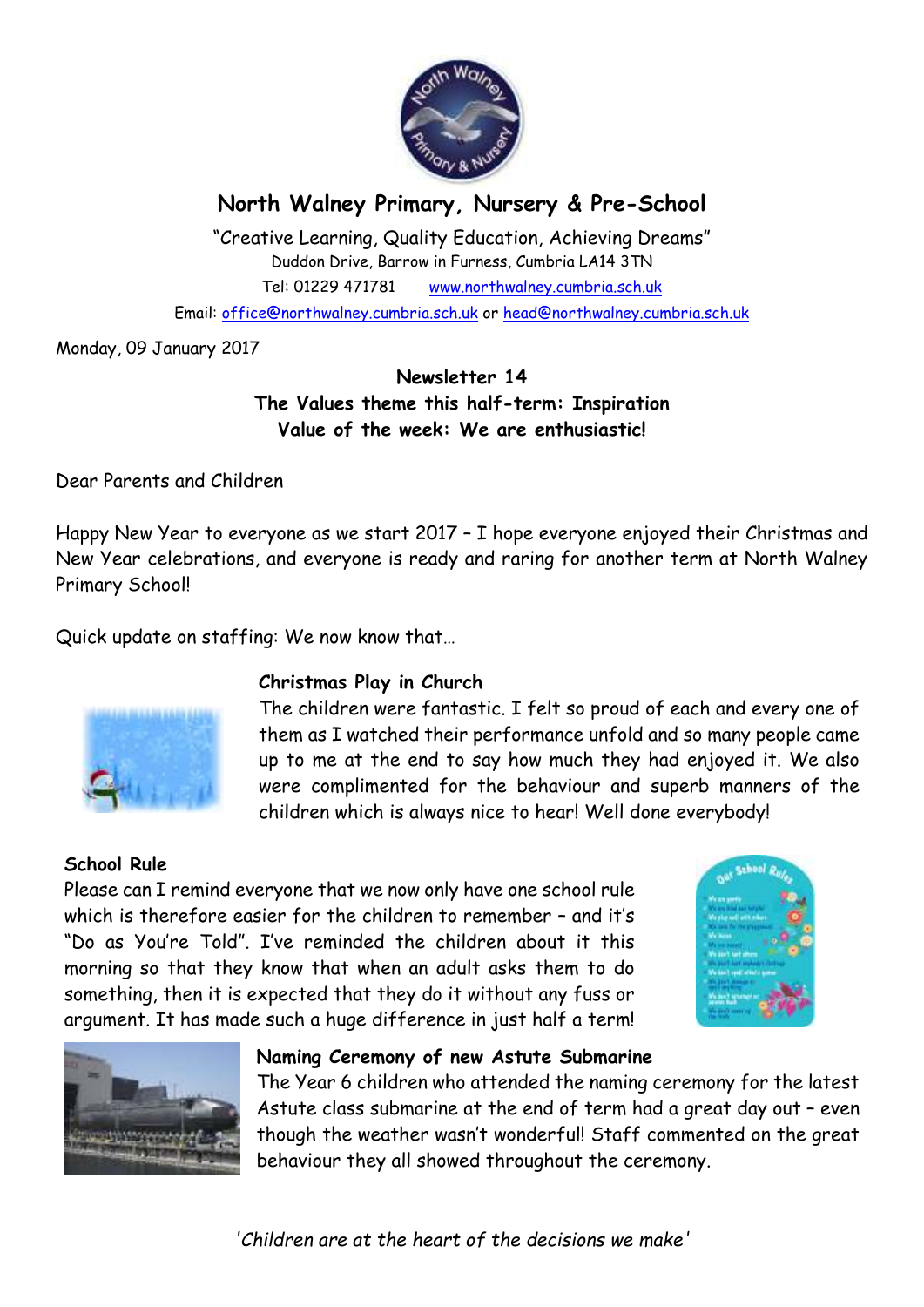# North Walney Primary, Nursery & Pre-School

"Creative Learning, Quality Education, Achieving Dreams"
Duddon Drive, Barrow in Furness, Cumbria LA14 3TN
Tel: 01229 471781 www.northwalney.cumbria.sch.uk
Email: office@northwalney.cumbria.sch.uk or head@northwalney.cumbria.sch.uk

Monday, 09 January 2017

**Newsletter 14**
**The Values theme this half-term: Inspiration**
**Value of the week: We are enthusiastic!**

Dear Parents and Children

Happy New Year to everyone as we start 2017 – I hope everyone enjoyed their Christmas and New Year celebrations, and everyone is ready and raring for another term at North Walney Primary School!

Quick update on staffing: We now know that…

### Christmas Play in Church

The children were fantastic. I felt so proud of each and every one of them as I watched their performance unfold and so many people came up to me at the end to say how much they had enjoyed it. We also were complimented for the behaviour and superb manners of the children which is always nice to hear! Well done everybody!

### School Rule

Please can I remind everyone that we now only have one school rule which is therefore easier for the children to remember – and it's "Do as You're Told". I've reminded the children about it this morning so that they know that when an adult asks them to do something, then it is expected that they do it without any fuss or argument. It has made such a huge difference in just half a term!

### Naming Ceremony of new Astute Submarine

The Year 6 children who attended the naming ceremony for the latest Astute class submarine at the end of term had a great day out – even though the weather wasn't wonderful! Staff commented on the great behaviour they all showed throughout the ceremony.

*'Children are at the heart of the decisions we make'*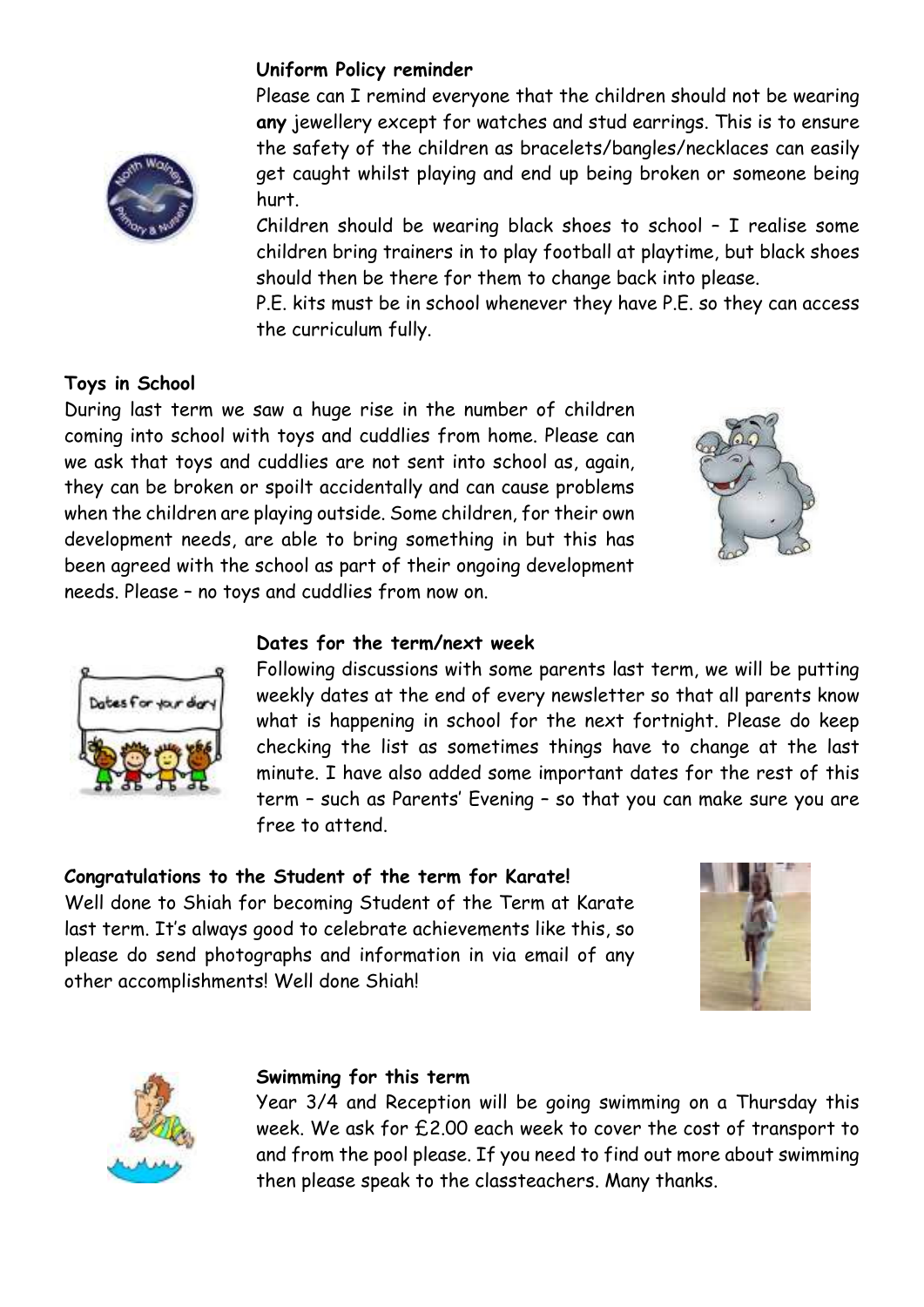**Uniform Policy reminder**

Please can I remind everyone that the children should not be wearing **any** jewellery except for watches and stud earrings. This is to ensure the safety of the children as bracelets/bangles/necklaces can easily get caught whilst playing and end up being broken or someone being hurt.

Children should be wearing black shoes to school – I realise some children bring trainers in to play football at playtime, but black shoes should then be there for them to change back into please.

P.E. kits must be in school whenever they have P.E. so they can access the curriculum fully.

**Toys in School**

During last term we saw a huge rise in the number of children coming into school with toys and cuddlies from home. Please can we ask that toys and cuddlies are not sent into school as, again, they can be broken or spoilt accidentally and can cause problems when the children are playing outside. Some children, for their own development needs, are able to bring something in but this has been agreed with the school as part of their ongoing development needs. Please – no toys and cuddlies from now on.

**Dates for the term/next week**

Following discussions with some parents last term, we will be putting weekly dates at the end of every newsletter so that all parents know what is happening in school for the next fortnight. Please do keep checking the list as sometimes things have to change at the last minute. I have also added some important dates for the rest of this term – such as Parents' Evening – so that you can make sure you are free to attend.

**Congratulations to the Student of the term for Karate!**

Well done to Shiah for becoming Student of the Term at Karate last term. It's always good to celebrate achievements like this, so please do send photographs and information in via email of any other accomplishments! Well done Shiah!

**Swimming for this term**

Year 3/4 and Reception will be going swimming on a Thursday this week. We ask for £2.00 each week to cover the cost of transport to and from the pool please. If you need to find out more about swimming then please speak to the classteachers. Many thanks.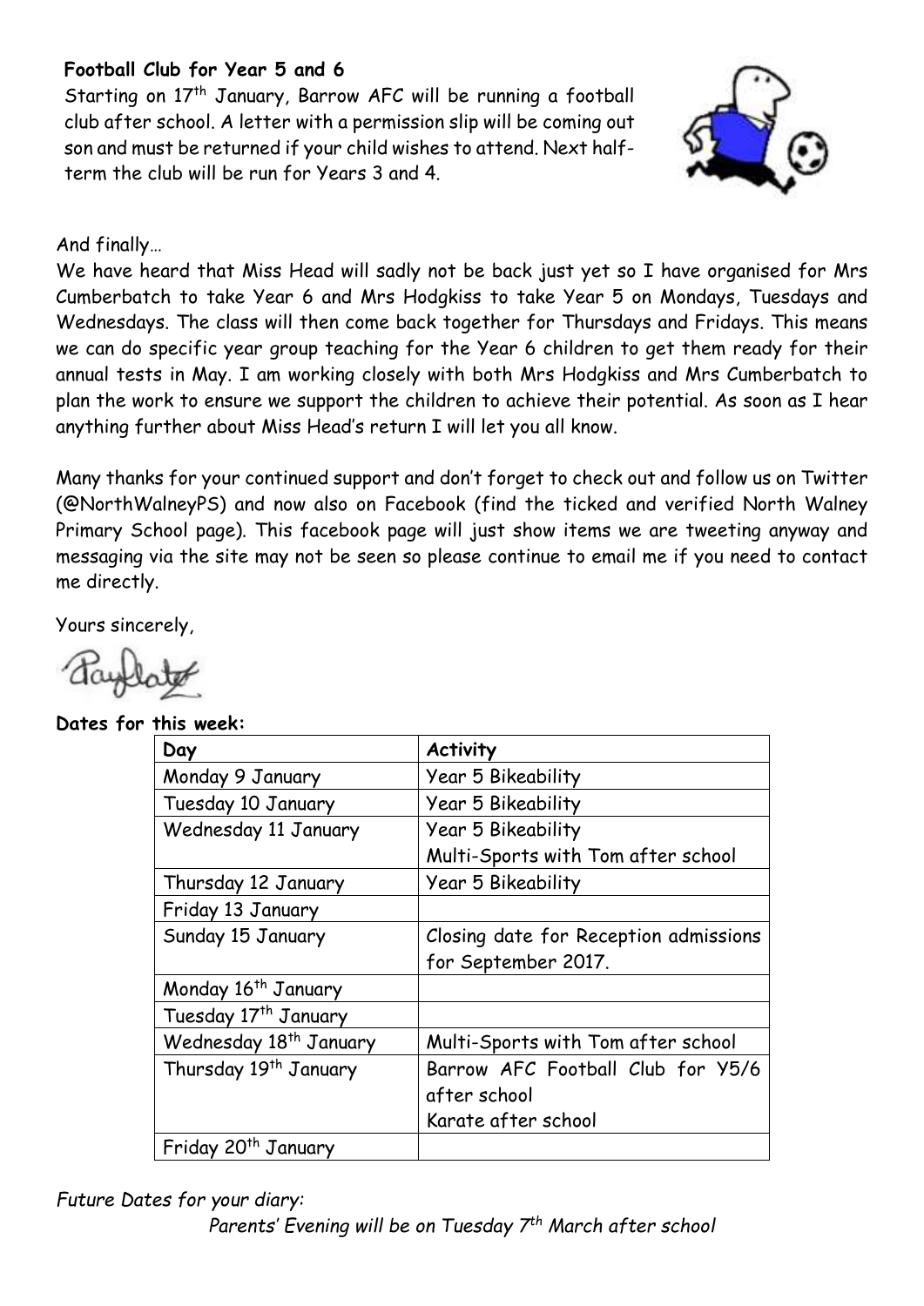**Football Club for Year 5 and 6**

Starting on 17th January, Barrow AFC will be running a football club after school. A letter with a permission slip will be coming out son and must be returned if your child wishes to attend. Next half-term the club will be run for Years 3 and 4.

And finally…

We have heard that Miss Head will sadly not be back just yet so I have organised for Mrs Cumberbatch to take Year 6 and Mrs Hodgkiss to take Year 5 on Mondays, Tuesdays and Wednesdays. The class will then come back together for Thursdays and Fridays. This means we can do specific year group teaching for the Year 6 children to get them ready for their annual tests in May. I am working closely with both Mrs Hodgkiss and Mrs Cumberbatch to plan the work to ensure we support the children to achieve their potential. As soon as I hear anything further about Miss Head's return I will let you all know.

Many thanks for your continued support and don't forget to check out and follow us on Twitter (@NorthWalneyPS) and now also on Facebook (find the ticked and verified North Walney Primary School page). This facebook page will just show items we are tweeting anyway and messaging via the site may not be seen so please continue to email me if you need to contact me directly.

Yours sincerely,

**Dates for this week:**

| Day | Activity |
| --- | --- |
| Monday 9 January | Year 5 Bikeability |
| Tuesday 10 January | Year 5 Bikeability |
| Wednesday 11 January | Year 5 Bikeability<br>Multi-Sports with Tom after school |
| Thursday 12 January | Year 5 Bikeability |
| Friday 13 January | |
| Sunday 15 January | Closing date for Reception admissions for September 2017. |
| Monday 16th January | |
| Tuesday 17th January | |
| Wednesday 18th January | Multi-Sports with Tom after school |
| Thursday 19th January | Barrow AFC Football Club for Y5/6 after school<br>Karate after school |
| Friday 20th January | |

*Future Dates for your diary:*

*Parents' Evening will be on Tuesday 7th March after school*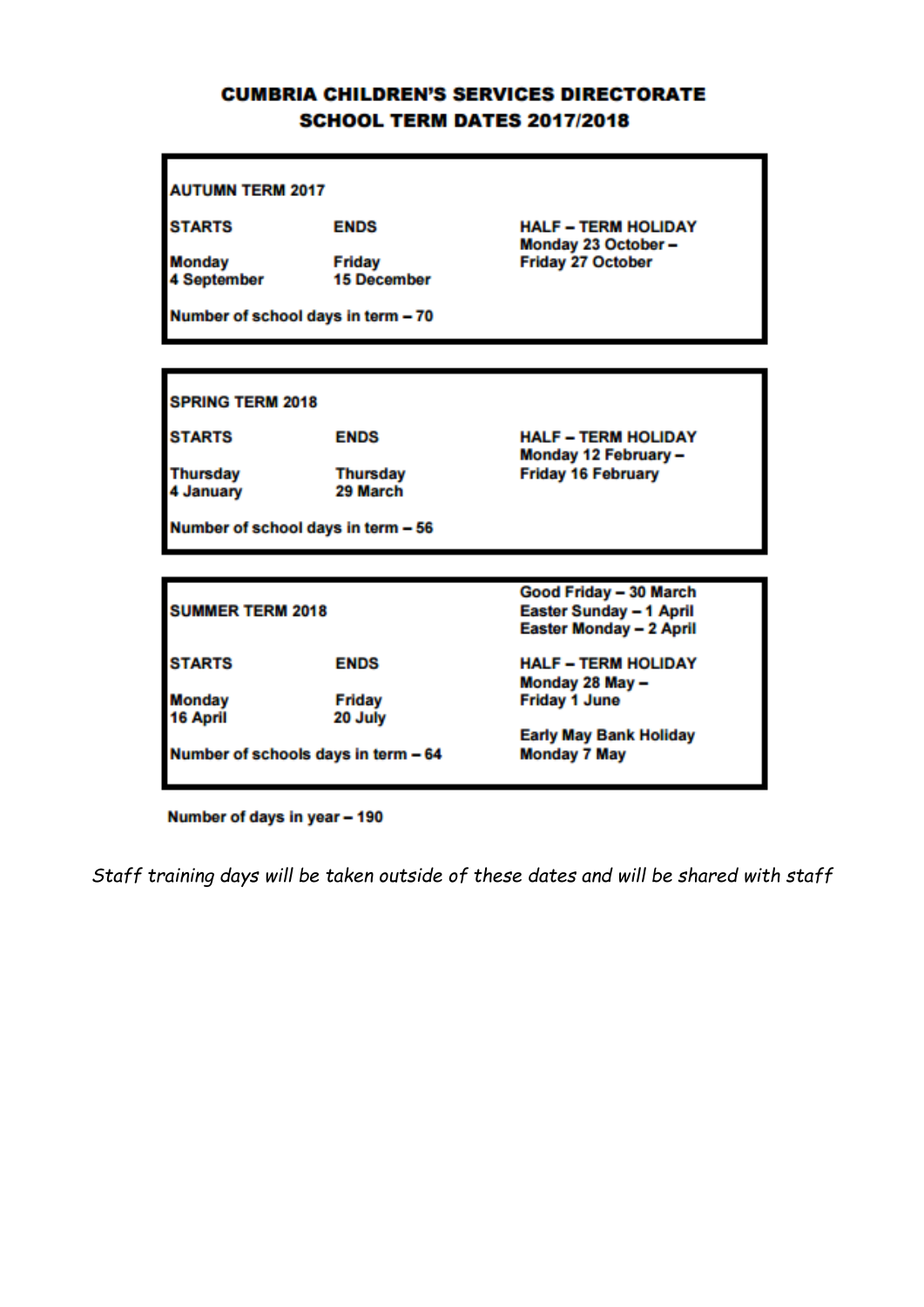# CUMBRIA CHILDREN'S SERVICES DIRECTORATE
## SCHOOL TERM DATES 2017/2018

**AUTUMN TERM 2017**

| STARTS | ENDS | HALF – TERM HOLIDAY |
|---|---|---|
| Monday 4 September | Friday 15 December | Monday 23 October – Friday 27 October |

**Number of school days in term – 70**

**SPRING TERM 2018**

| STARTS | ENDS | HALF – TERM HOLIDAY |
|---|---|---|
| Thursday 4 January | Thursday 29 March | Monday 12 February – Friday 16 February |

**Number of school days in term – 56**

**SUMMER TERM 2018**

**Good Friday – 30 March**
**Easter Sunday – 1 April**
**Easter Monday – 2 April**

| STARTS | ENDS | HALF – TERM HOLIDAY |
|---|---|---|
| Monday 16 April | Friday 20 July | Monday 28 May – Friday 1 June |

**Early May Bank Holiday**
**Monday 7 May**

**Number of schools days in term – 64**

**Number of days in year – 190**

*Staff training days will be taken outside of these dates and will be shared with staff*